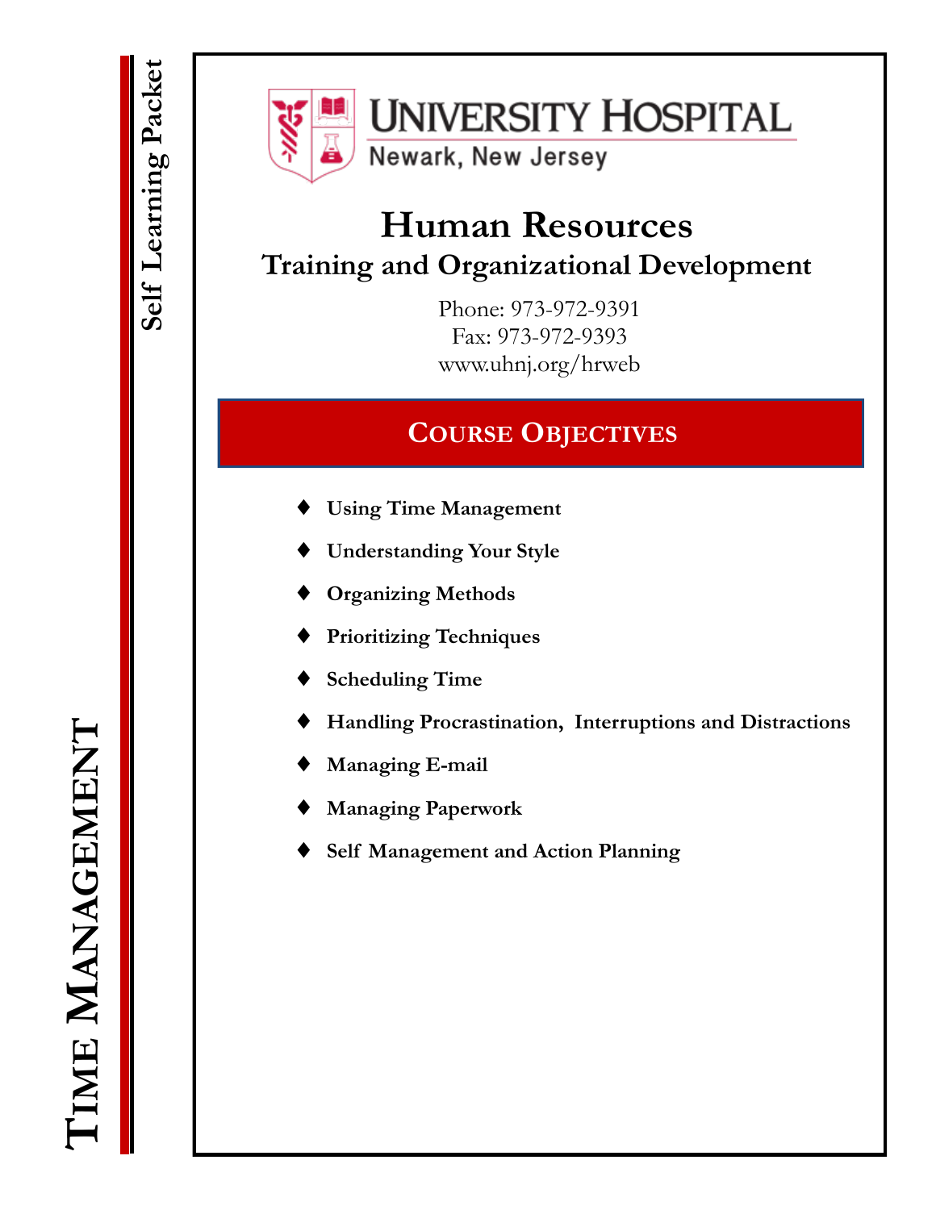# Time Management

**Self Learning Packet**

UNIVERSITY HOSPITAL
Newark, New Jersey

## Human Resources

### Training and Organizational Development

Phone: 973-972-9391
Fax: 973-972-9393
www.uhnj.org/hrweb

## Course Objectives

- **Using Time Management**
- **Understanding Your Style**
- **Organizing Methods**
- **Prioritizing Techniques**
- **Scheduling Time**
- **Handling Procrastination, Interruptions and Distractions**
- **Managing E-mail**
- **Managing Paperwork**
- **Self Management and Action Planning**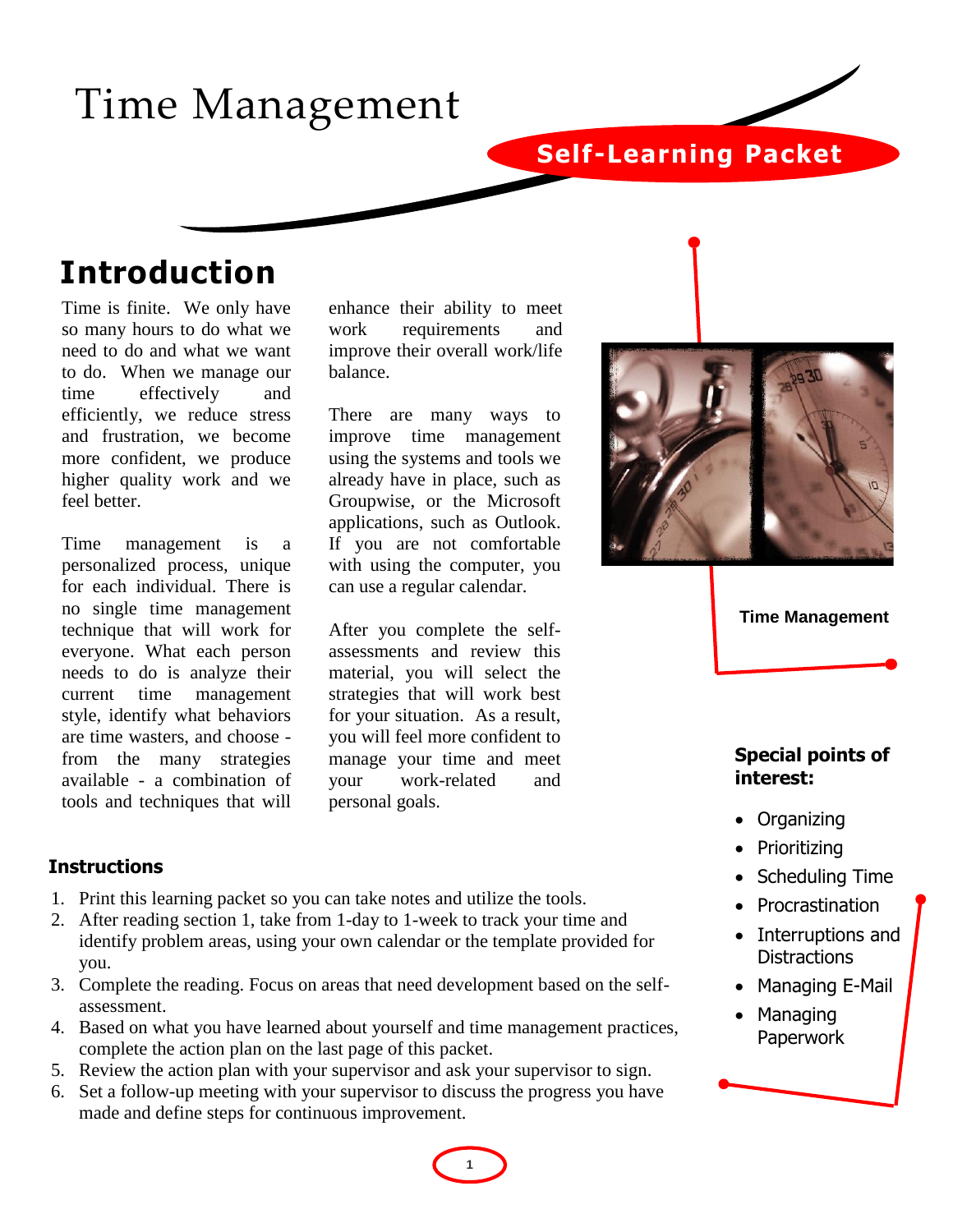# Time Management

## Self-Learning Packet

## Introduction

Time is finite. We only have so many hours to do what we need to do and what we want to do. When we manage our time effectively and efficiently, we reduce stress and frustration, we become more confident, we produce higher quality work and we feel better.

Time management is a personalized process, unique for each individual. There is no single time management technique that will work for everyone. What each person needs to do is analyze their current time management style, identify what behaviors are time wasters, and choose - from the many strategies available - a combination of tools and techniques that will enhance their ability to meet work requirements and improve their overall work/life balance.

There are many ways to improve time management using the systems and tools we already have in place, such as Groupwise, or the Microsoft applications, such as Outlook. If you are not comfortable with using the computer, you can use a regular calendar.

After you complete the self-assessments and review this material, you will select the strategies that will work best for your situation. As a result, you will feel more confident to manage your time and meet your work-related and personal goals.

Time Management

**Special points of interest:**

- Organizing
- Prioritizing
- Scheduling Time
- Procrastination
- Interruptions and Distractions
- Managing E-Mail
- Managing Paperwork

### Instructions

1. Print this learning packet so you can take notes and utilize the tools.
2. After reading section 1, take from 1-day to 1-week to track your time and identify problem areas, using your own calendar or the template provided for you.
3. Complete the reading. Focus on areas that need development based on the self-assessment.
4. Based on what you have learned about yourself and time management practices, complete the action plan on the last page of this packet.
5. Review the action plan with your supervisor and ask your supervisor to sign.
6. Set a follow-up meeting with your supervisor to discuss the progress you have made and define steps for continuous improvement.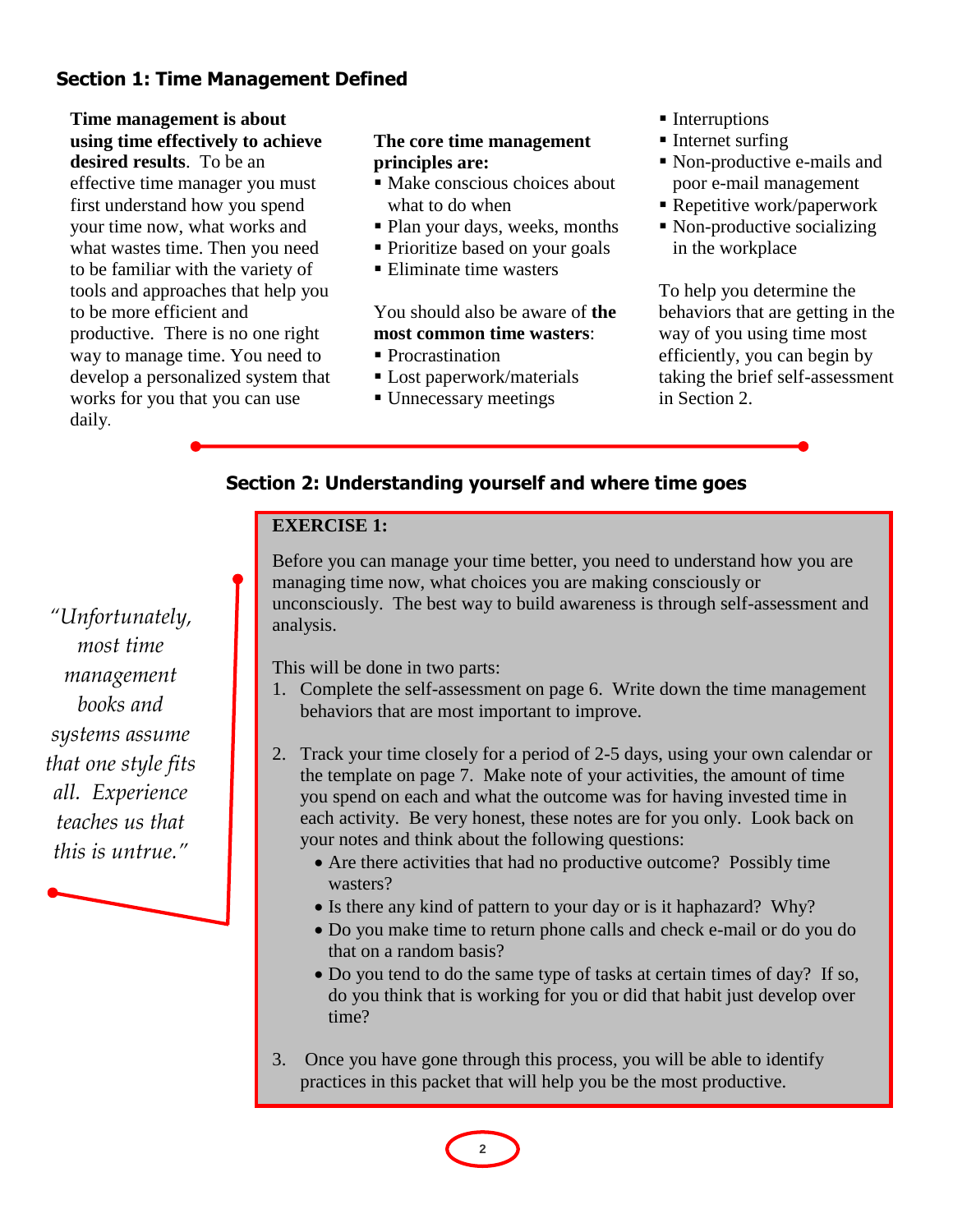## Section 1: Time Management Defined

**Time management is about using time effectively to achieve desired results**. To be an effective time manager you must first understand how you spend your time now, what works and what wastes time. Then you need to be familiar with the variety of tools and approaches that help you to be more efficient and productive. There is no one right way to manage time. You need to develop a personalized system that works for you that you can use daily.

**The core time management principles are:**

- Make conscious choices about what to do when
- Plan your days, weeks, months
- Prioritize based on your goals
- Eliminate time wasters

You should also be aware of **the most common time wasters**:

- Procrastination
- Lost paperwork/materials
- Unnecessary meetings
- Interruptions
- Internet surfing
- Non-productive e-mails and poor e-mail management
- Repetitive work/paperwork
- Non-productive socializing in the workplace

To help you determine the behaviors that are getting in the way of you using time most efficiently, you can begin by taking the brief self-assessment in Section 2.

## Section 2: Understanding yourself and where time goes

*"Unfortunately, most time management books and systems assume that one style fits all. Experience teaches us that this is untrue."*

**EXERCISE 1:**

Before you can manage your time better, you need to understand how you are managing time now, what choices you are making consciously or unconsciously. The best way to build awareness is through self-assessment and analysis.

This will be done in two parts:

1. Complete the self-assessment on page 6. Write down the time management behaviors that are most important to improve.

2. Track your time closely for a period of 2-5 days, using your own calendar or the template on page 7. Make note of your activities, the amount of time you spend on each and what the outcome was for having invested time in each activity. Be very honest, these notes are for you only. Look back on your notes and think about the following questions:
   - Are there activities that had no productive outcome? Possibly time wasters?
   - Is there any kind of pattern to your day or is it haphazard? Why?
   - Do you make time to return phone calls and check e-mail or do you do that on a random basis?
   - Do you tend to do the same type of tasks at certain times of day? If so, do you think that is working for you or did that habit just develop over time?

3. Once you have gone through this process, you will be able to identify practices in this packet that will help you be the most productive.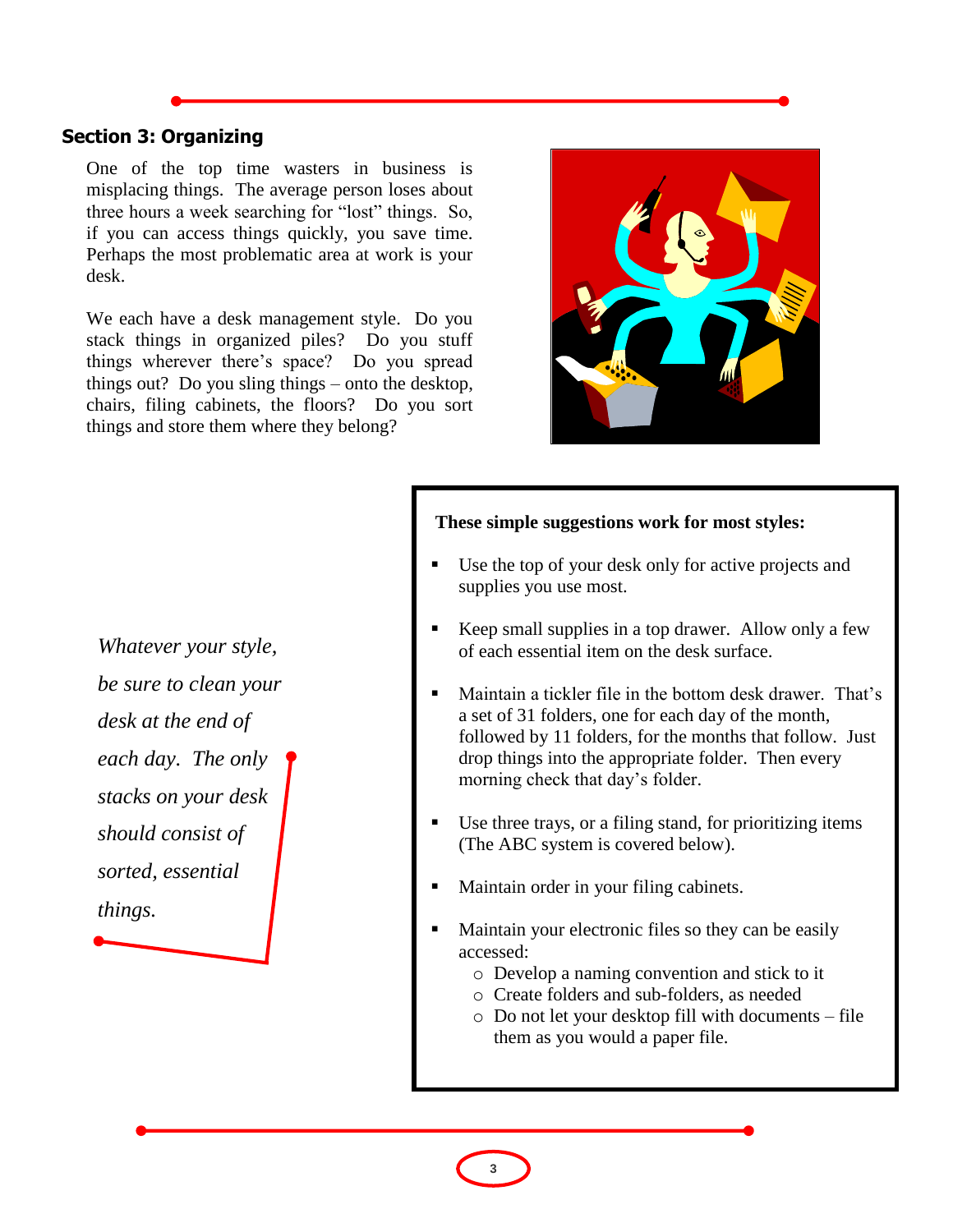## Section 3: Organizing

One of the top time wasters in business is misplacing things. The average person loses about three hours a week searching for "lost" things. So, if you can access things quickly, you save time. Perhaps the most problematic area at work is your desk.

We each have a desk management style. Do you stack things in organized piles? Do you stuff things wherever there's space? Do you spread things out? Do you sling things – onto the desktop, chairs, filing cabinets, the floors? Do you sort things and store them where they belong?

*Whatever your style, be sure to clean your desk at the end of each day. The only stacks on your desk should consist of sorted, essential things.*

**These simple suggestions work for most styles:**

- Use the top of your desk only for active projects and supplies you use most.
- Keep small supplies in a top drawer. Allow only a few of each essential item on the desk surface.
- Maintain a tickler file in the bottom desk drawer. That's a set of 31 folders, one for each day of the month, followed by 11 folders, for the months that follow. Just drop things into the appropriate folder. Then every morning check that day's folder.
- Use three trays, or a filing stand, for prioritizing items (The ABC system is covered below).
- Maintain order in your filing cabinets.
- Maintain your electronic files so they can be easily accessed:
  - Develop a naming convention and stick to it
  - Create folders and sub-folders, as needed
  - Do not let your desktop fill with documents – file them as you would a paper file.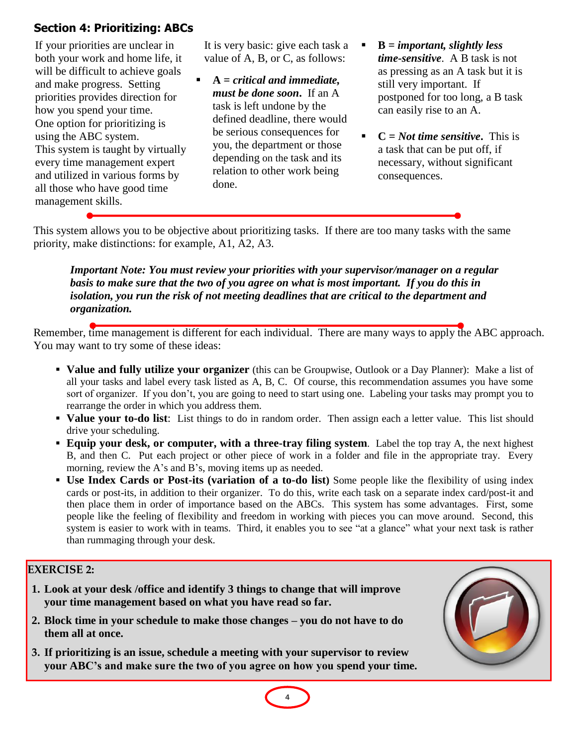## Section 4: Prioritizing: ABCs

If your priorities are unclear in both your work and home life, it will be difficult to achieve goals and make progress. Setting priorities provides direction for how you spend your time. One option for prioritizing is using the ABC system. This system is taught by virtually every time management expert and utilized in various forms by all those who have good time management skills.

It is very basic: give each task a value of A, B, or C, as follows:

- **A =** ***critical and immediate, must be done soon***. If an A task is left undone by the defined deadline, there would be serious consequences for you, the department or those depending on the task and its relation to other work being done.
- **B =** ***important, slightly less time-sensitive***. A B task is not as pressing as an A task but it is still very important. If postponed for too long, a B task can easily rise to an A.
- **C =** ***Not time sensitive***. This is a task that can be put off, if necessary, without significant consequences.

This system allows you to be objective about prioritizing tasks. If there are too many tasks with the same priority, make distinctions: for example, A1, A2, A3.

> ***Important Note: You must review your priorities with your supervisor/manager on a regular basis to make sure that the two of you agree on what is most important. If you do this in isolation, you run the risk of not meeting deadlines that are critical to the department and organization.***

Remember, time management is different for each individual. There are many ways to apply the ABC approach. You may want to try some of these ideas:

- **Value and fully utilize your organizer** (this can be Groupwise, Outlook or a Day Planner): Make a list of all your tasks and label every task listed as A, B, C. Of course, this recommendation assumes you have some sort of organizer. If you don't, you are going to need to start using one. Labeling your tasks may prompt you to rearrange the order in which you address them.
- **Value your to-do list**: List things to do in random order. Then assign each a letter value. This list should drive your scheduling.
- **Equip your desk, or computer, with a three-tray filing system**. Label the top tray A, the next highest B, and then C. Put each project or other piece of work in a folder and file in the appropriate tray. Every morning, review the A's and B's, moving items up as needed.
- **Use Index Cards or Post-its (variation of a to-do list)** Some people like the flexibility of using index cards or post-its, in addition to their organizer. To do this, write each task on a separate index card/post-it and then place them in order of importance based on the ABCs. This system has some advantages. First, some people like the feeling of flexibility and freedom in working with pieces you can move around. Second, this system is easier to work with in teams. Third, it enables you to see "at a glance" what your next task is rather than rummaging through your desk.

**EXERCISE 2:**

1. **Look at your desk /office and identify 3 things to change that will improve your time management based on what you have read so far.**
2. **Block time in your schedule to make those changes – you do not have to do them all at once.**
3. **If prioritizing is an issue, schedule a meeting with your supervisor to review your ABC's and make sure the two of you agree on how you spend your time.**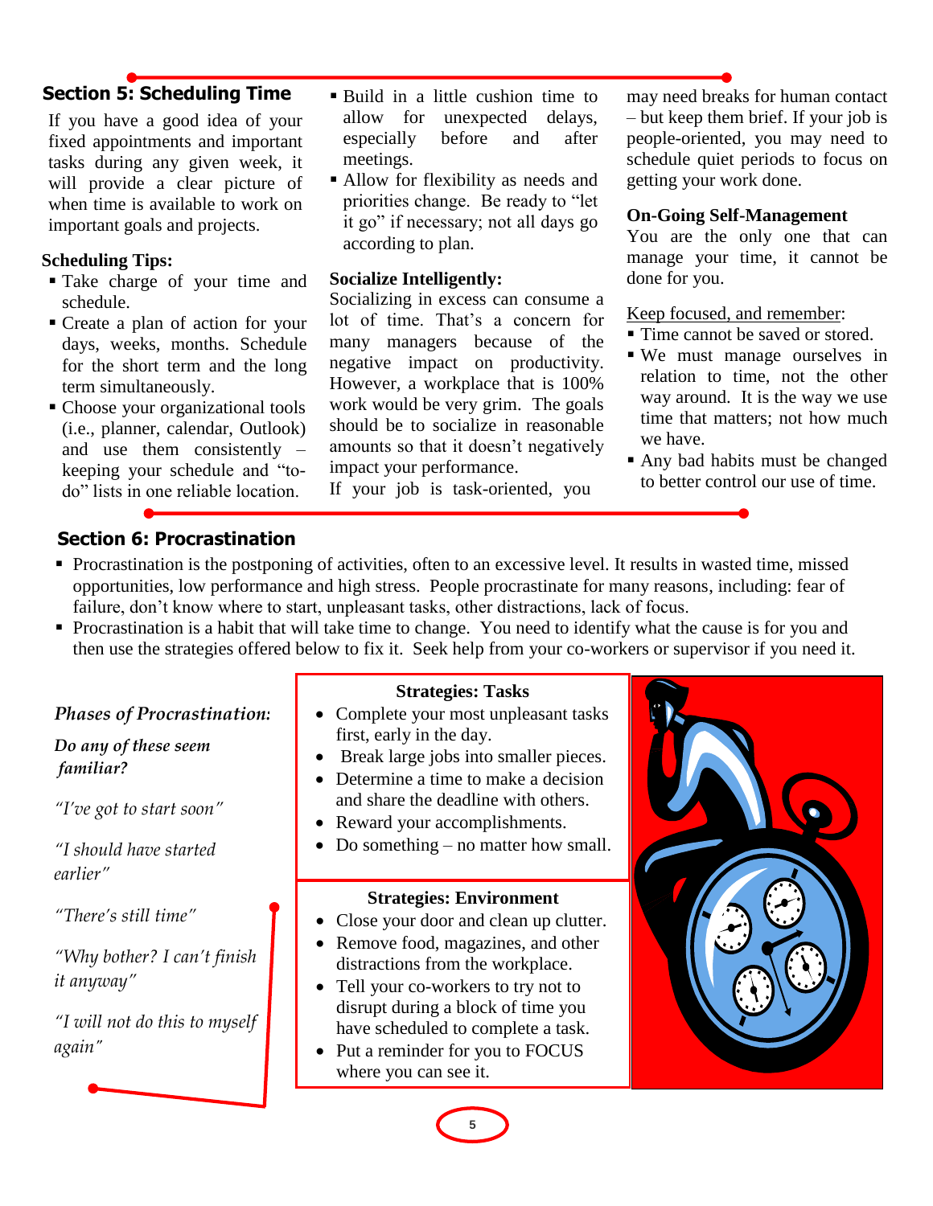## Section 5: Scheduling Time

If you have a good idea of your fixed appointments and important tasks during any given week, it will provide a clear picture of when time is available to work on important goals and projects.

**Scheduling Tips:**

- Take charge of your time and schedule.
- Create a plan of action for your days, weeks, months. Schedule for the short term and the long term simultaneously.
- Choose your organizational tools (i.e., planner, calendar, Outlook) and use them consistently – keeping your schedule and "to-do" lists in one reliable location.
- Build in a little cushion time to allow for unexpected delays, especially before and after meetings.
- Allow for flexibility as needs and priorities change. Be ready to "let it go" if necessary; not all days go according to plan.

**Socialize Intelligently:**

Socializing in excess can consume a lot of time. That's a concern for many managers because of the negative impact on productivity. However, a workplace that is 100% work would be very grim. The goals should be to socialize in reasonable amounts so that it doesn't negatively impact your performance.

If your job is task-oriented, you may need breaks for human contact – but keep them brief. If your job is people-oriented, you may need to schedule quiet periods to focus on getting your work done.

**On-Going Self-Management**

You are the only one that can manage your time, it cannot be done for you.

Keep focused, and remember:

- Time cannot be saved or stored.
- We must manage ourselves in relation to time, not the other way around. It is the way we use time that matters; not how much we have.
- Any bad habits must be changed to better control our use of time.

## Section 6: Procrastination

- Procrastination is the postponing of activities, often to an excessive level. It results in wasted time, missed opportunities, low performance and high stress. People procrastinate for many reasons, including: fear of failure, don't know where to start, unpleasant tasks, other distractions, lack of focus.
- Procrastination is a habit that will take time to change. You need to identify what the cause is for you and then use the strategies offered below to fix it. Seek help from your co-workers or supervisor if you need it.

***Phases of Procrastination:***

***Do any of these seem familiar?***

*"I've got to start soon"*

*"I should have started earlier"*

*"There's still time"*

*"Why bother? I can't finish it anyway"*

*"I will not do this to myself again"*

**Strategies: Tasks**

- Complete your most unpleasant tasks first, early in the day.
- Break large jobs into smaller pieces.
- Determine a time to make a decision and share the deadline with others.
- Reward your accomplishments.
- Do something – no matter how small.

**Strategies: Environment**

- Close your door and clean up clutter.
- Remove food, magazines, and other distractions from the workplace.
- Tell your co-workers to try not to disrupt during a block of time you have scheduled to complete a task.
- Put a reminder for you to FOCUS where you can see it.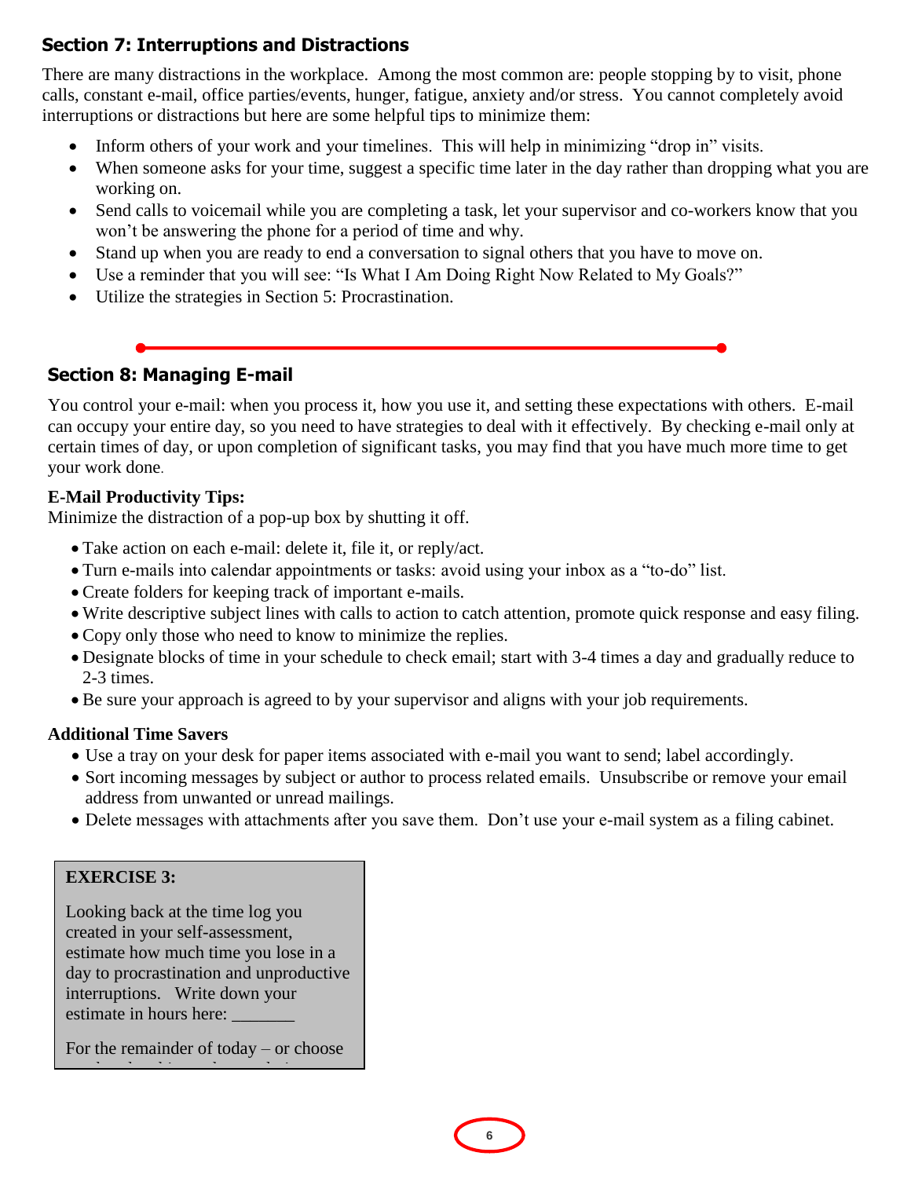## Section 7: Interruptions and Distractions

There are many distractions in the workplace. Among the most common are: people stopping by to visit, phone calls, constant e-mail, office parties/events, hunger, fatigue, anxiety and/or stress. You cannot completely avoid interruptions or distractions but here are some helpful tips to minimize them:

- Inform others of your work and your timelines. This will help in minimizing "drop in" visits.
- When someone asks for your time, suggest a specific time later in the day rather than dropping what you are working on.
- Send calls to voicemail while you are completing a task, let your supervisor and co-workers know that you won't be answering the phone for a period of time and why.
- Stand up when you are ready to end a conversation to signal others that you have to move on.
- Use a reminder that you will see: "Is What I Am Doing Right Now Related to My Goals?"
- Utilize the strategies in Section 5: Procrastination.

## Section 8: Managing E-mail

You control your e-mail: when you process it, how you use it, and setting these expectations with others. E-mail can occupy your entire day, so you need to have strategies to deal with it effectively. By checking e-mail only at certain times of day, or upon completion of significant tasks, you may find that you have much more time to get your work done.

**E-Mail Productivity Tips:**

Minimize the distraction of a pop-up box by shutting it off.

- Take action on each e-mail: delete it, file it, or reply/act.
- Turn e-mails into calendar appointments or tasks: avoid using your inbox as a "to-do" list.
- Create folders for keeping track of important e-mails.
- Write descriptive subject lines with calls to action to catch attention, promote quick response and easy filing.
- Copy only those who need to know to minimize the replies.
- Designate blocks of time in your schedule to check email; start with 3-4 times a day and gradually reduce to 2-3 times.
- Be sure your approach is agreed to by your supervisor and aligns with your job requirements.

**Additional Time Savers**

- Use a tray on your desk for paper items associated with e-mail you want to send; label accordingly.
- Sort incoming messages by subject or author to process related emails. Unsubscribe or remove your email address from unwanted or unread mailings.
- Delete messages with attachments after you save them. Don't use your e-mail system as a filing cabinet.

**EXERCISE 3:**

Looking back at the time log you created in your self-assessment, estimate how much time you lose in a day to procrastination and unproductive interruptions. Write down your estimate in hours here: _______

For the remainder of today – or choose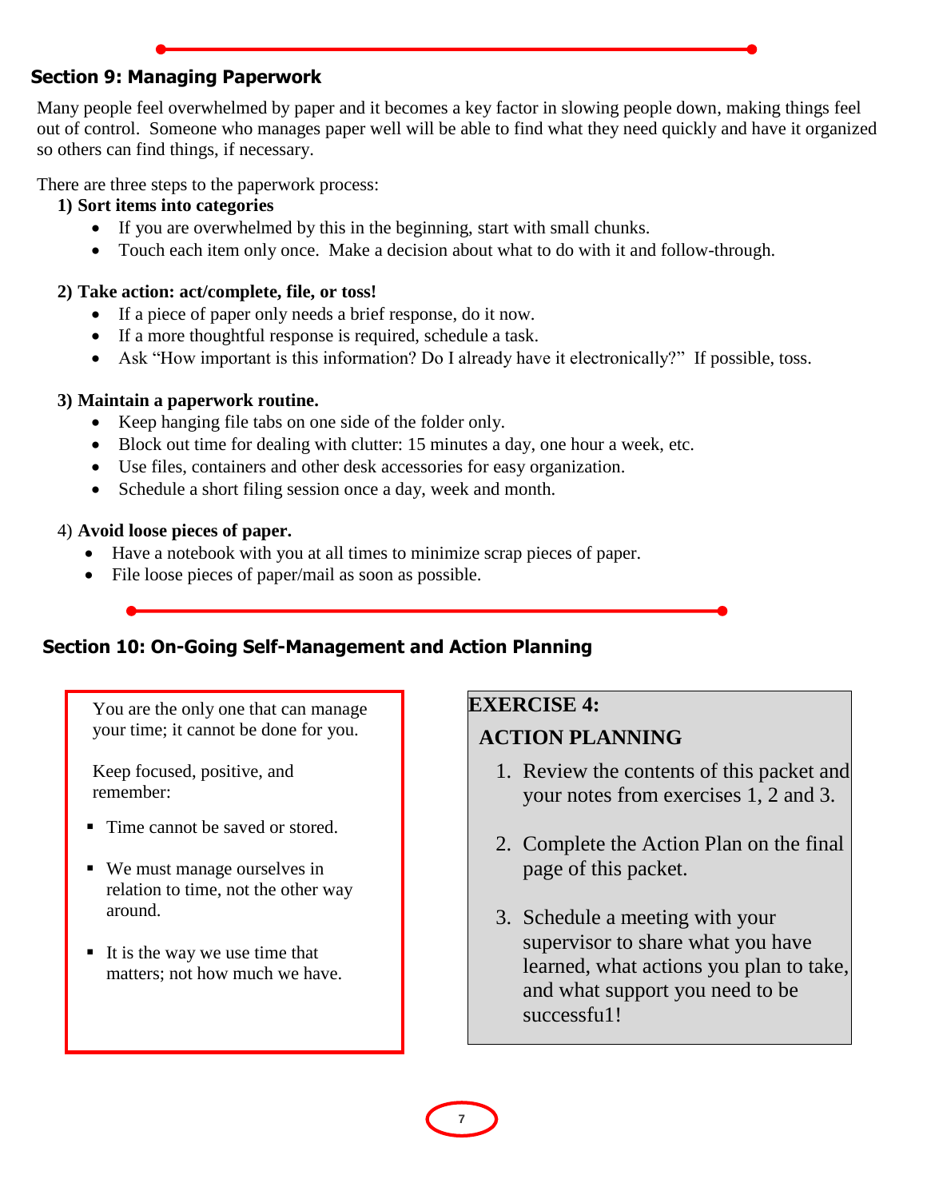## Section 9: Managing Paperwork

Many people feel overwhelmed by paper and it becomes a key factor in slowing people down, making things feel out of control. Someone who manages paper well will be able to find what they need quickly and have it organized so others can find things, if necessary.

There are three steps to the paperwork process:

**1) Sort items into categories**

- If you are overwhelmed by this in the beginning, start with small chunks.
- Touch each item only once. Make a decision about what to do with it and follow-through.

**2) Take action: act/complete, file, or toss!**

- If a piece of paper only needs a brief response, do it now.
- If a more thoughtful response is required, schedule a task.
- Ask "How important is this information? Do I already have it electronically?" If possible, toss.

**3) Maintain a paperwork routine.**

- Keep hanging file tabs on one side of the folder only.
- Block out time for dealing with clutter: 15 minutes a day, one hour a week, etc.
- Use files, containers and other desk accessories for easy organization.
- Schedule a short filing session once a day, week and month.

4) **Avoid loose pieces of paper.**

- Have a notebook with you at all times to minimize scrap pieces of paper.
- File loose pieces of paper/mail as soon as possible.

## Section 10: On-Going Self-Management and Action Planning

You are the only one that can manage your time; it cannot be done for you.

Keep focused, positive, and remember:

- Time cannot be saved or stored.
- We must manage ourselves in relation to time, not the other way around.
- It is the way we use time that matters; not how much we have.

**EXERCISE 4:**

**ACTION PLANNING**

1. Review the contents of this packet and your notes from exercises 1, 2 and 3.
2. Complete the Action Plan on the final page of this packet.
3. Schedule a meeting with your supervisor to share what you have learned, what actions you plan to take, and what support you need to be successfu1!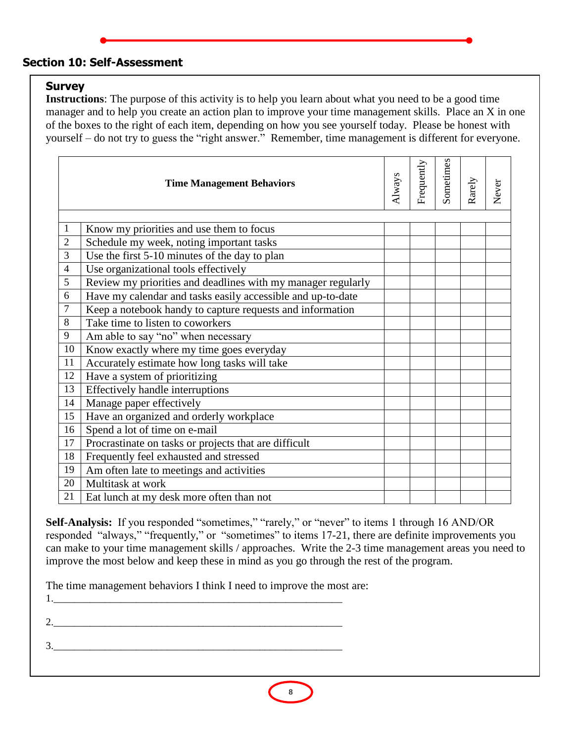## Section 10: Self-Assessment

### Survey

**Instructions**: The purpose of this activity is to help you learn about what you need to be a good time manager and to help you create an action plan to improve your time management skills. Place an X in one of the boxes to the right of each item, depending on how you see yourself today. Please be honest with yourself – do not try to guess the "right answer." Remember, time management is different for everyone.

| | **Time Management Behaviors** | Always | Frequently | Sometimes | Rarely | Never |
|---|---|---|---|---|---|---|
| 1 | Know my priorities and use them to focus | | | | | |
| 2 | Schedule my week, noting important tasks | | | | | |
| 3 | Use the first 5-10 minutes of the day to plan | | | | | |
| 4 | Use organizational tools effectively | | | | | |
| 5 | Review my priorities and deadlines with my manager regularly | | | | | |
| 6 | Have my calendar and tasks easily accessible and up-to-date | | | | | |
| 7 | Keep a notebook handy to capture requests and information | | | | | |
| 8 | Take time to listen to coworkers | | | | | |
| 9 | Am able to say "no" when necessary | | | | | |
| 10 | Know exactly where my time goes everyday | | | | | |
| 11 | Accurately estimate how long tasks will take | | | | | |
| 12 | Have a system of prioritizing | | | | | |
| 13 | Effectively handle interruptions | | | | | |
| 14 | Manage paper effectively | | | | | |
| 15 | Have an organized and orderly workplace | | | | | |
| 16 | Spend a lot of time on e-mail | | | | | |
| 17 | Procrastinate on tasks or projects that are difficult | | | | | |
| 18 | Frequently feel exhausted and stressed | | | | | |
| 19 | Am often late to meetings and activities | | | | | |
| 20 | Multitask at work | | | | | |
| 21 | Eat lunch at my desk more often than not | | | | | |

**Self-Analysis:** If you responded "sometimes," "rarely," or "never" to items 1 through 16 AND/OR responded "always," "frequently," or "sometimes" to items 17-21, there are definite improvements you can make to your time management skills / approaches. Write the 2-3 time management areas you need to improve the most below and keep these in mind as you go through the rest of the program.

The time management behaviors I think I need to improve the most are:

1.________________________________________________________

2.________________________________________________________

3.________________________________________________________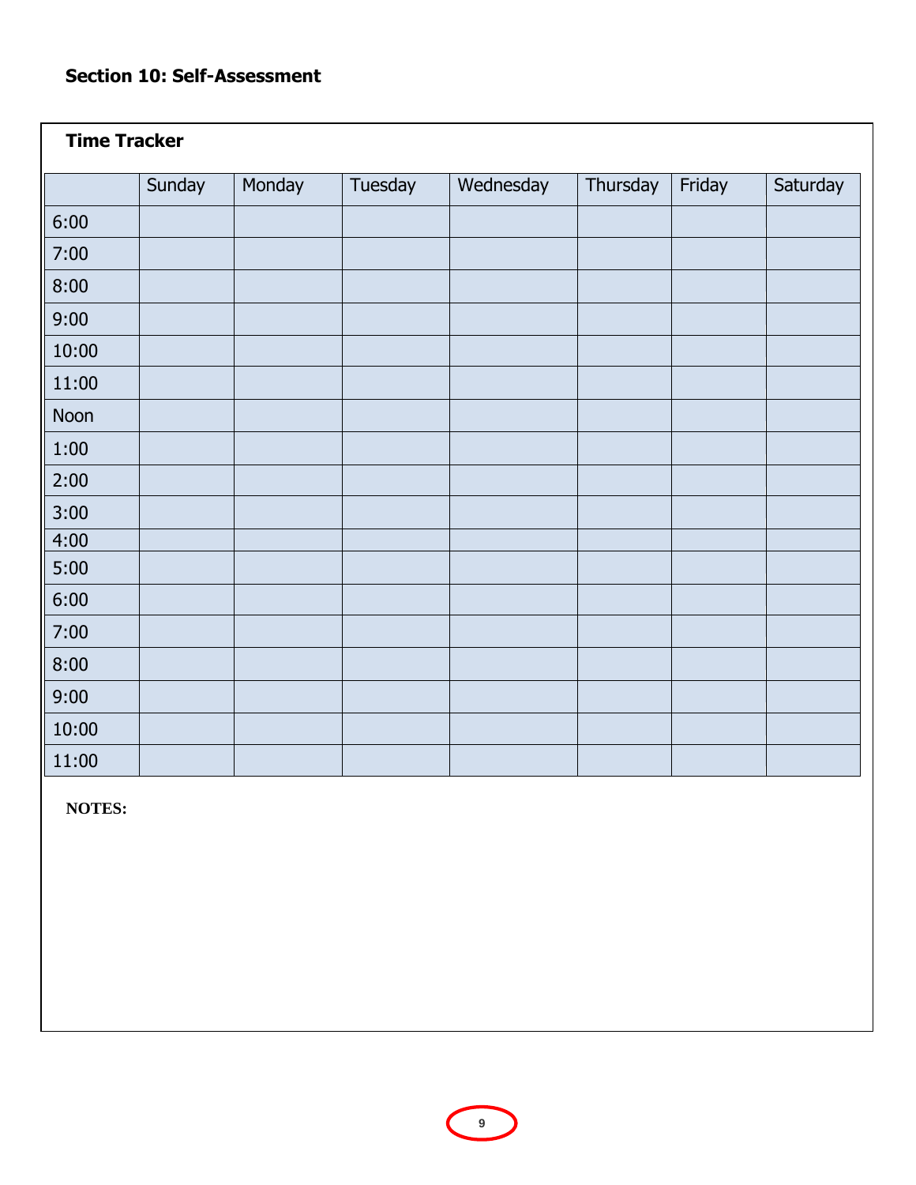## Section 10: Self-Assessment

**Time Tracker**

| | Sunday | Monday | Tuesday | Wednesday | Thursday | Friday | Saturday |
|---|---|---|---|---|---|---|---|
| 6:00 | | | | | | | |
| 7:00 | | | | | | | |
| 8:00 | | | | | | | |
| 9:00 | | | | | | | |
| 10:00 | | | | | | | |
| 11:00 | | | | | | | |
| Noon | | | | | | | |
| 1:00 | | | | | | | |
| 2:00 | | | | | | | |
| 3:00 | | | | | | | |
| 4:00 | | | | | | | |
| 5:00 | | | | | | | |
| 6:00 | | | | | | | |
| 7:00 | | | | | | | |
| 8:00 | | | | | | | |
| 9:00 | | | | | | | |
| 10:00 | | | | | | | |
| 11:00 | | | | | | | |

**NOTES:**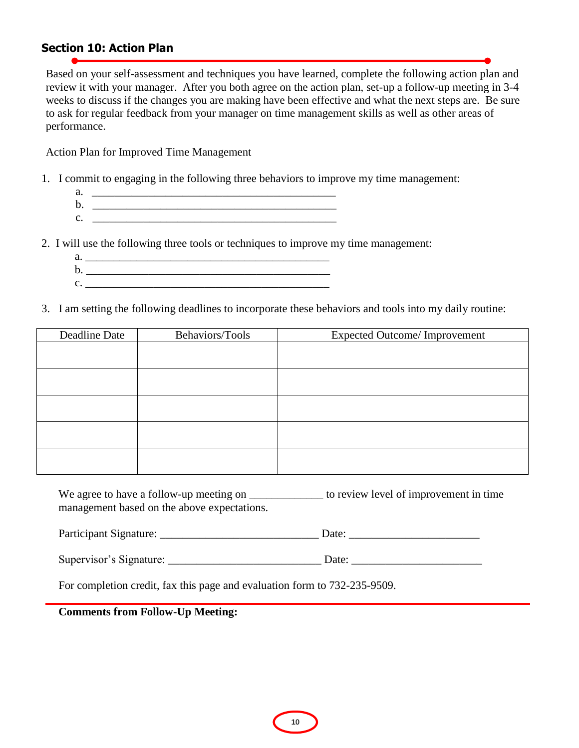## Section 10: Action Plan

Based on your self-assessment and techniques you have learned, complete the following action plan and review it with your manager. After you both agree on the action plan, set-up a follow-up meeting in 3-4 weeks to discuss if the changes you are making have been effective and what the next steps are. Be sure to ask for regular feedback from your manager on time management skills as well as other areas of performance.

Action Plan for Improved Time Management

1. I commit to engaging in the following three behaviors to improve my time management:
   a. ____________________________________________
   b. ____________________________________________
   c. ____________________________________________

2. I will use the following three tools or techniques to improve my time management:
   a. ____________________________________________
   b. ____________________________________________
   c. ____________________________________________

3. I am setting the following deadlines to incorporate these behaviors and tools into my daily routine:

| Deadline Date | Behaviors/Tools | Expected Outcome/ Improvement |
|---|---|---|
| | | |
| | | |
| | | |
| | | |
| | | |

We agree to have a follow-up meeting on ____________ to review level of improvement in time management based on the above expectations.

Participant Signature: ___________________________ Date: ______________________

Supervisor's Signature: __________________________ Date: ______________________

For completion credit, fax this page and evaluation form to 732-235-9509.

**Comments from Follow-Up Meeting:**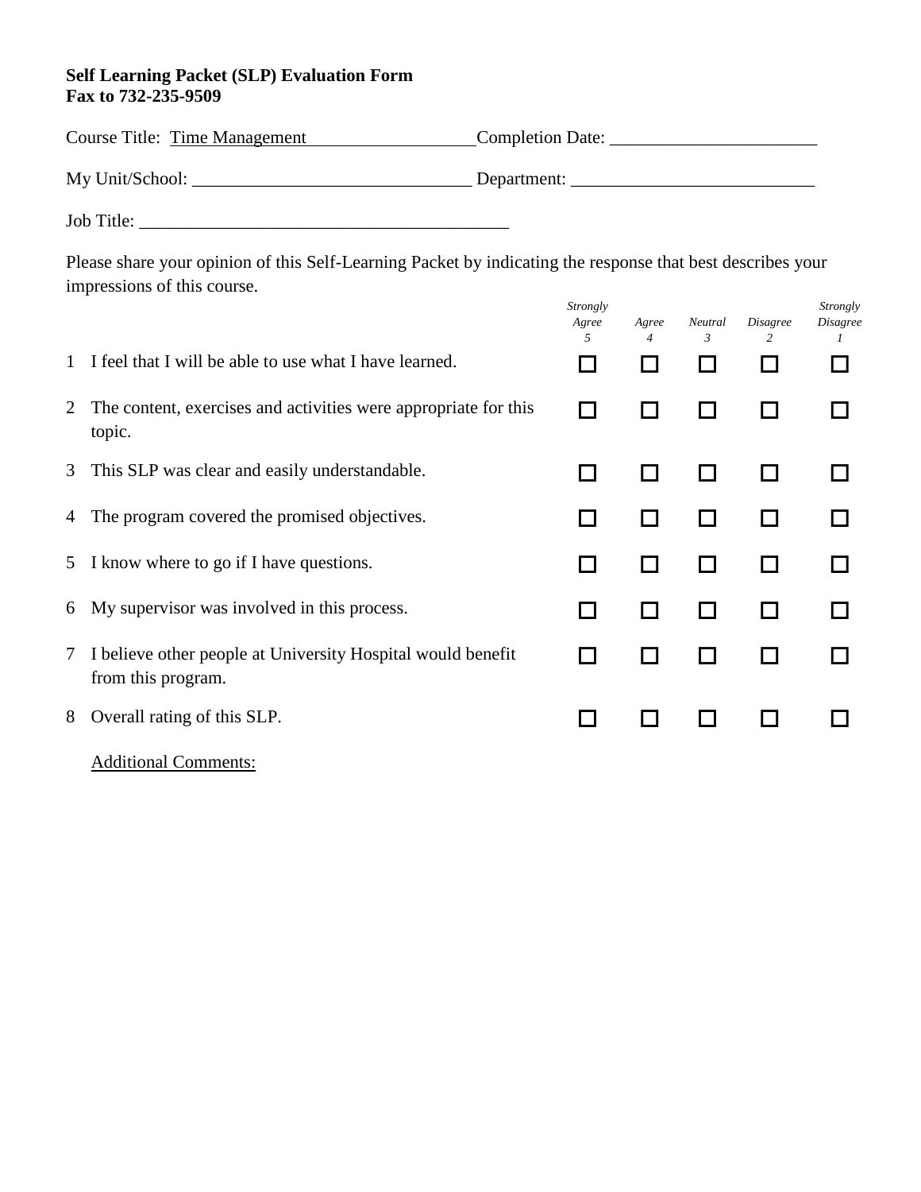**Self Learning Packet (SLP) Evaluation Form**
**Fax to 732-235-9509**

Course Title: Time Management ____________________ Completion Date: ________________________

My Unit/School: _______________________________ Department: ___________________________

Job Title: __________________________________________

Please share your opinion of this Self-Learning Packet by indicating the response that best describes your impressions of this course.

| | | *Strongly Agree 5* | *Agree 4* | *Neutral 3* | *Disagree 2* | *Strongly Disagree 1* |
|---|---|---|---|---|---|---|
| 1 | I feel that I will be able to use what I have learned. | ☐ | ☐ | ☐ | ☐ | ☐ |
| 2 | The content, exercises and activities were appropriate for this topic. | ☐ | ☐ | ☐ | ☐ | ☐ |
| 3 | This SLP was clear and easily understandable. | ☐ | ☐ | ☐ | ☐ | ☐ |
| 4 | The program covered the promised objectives. | ☐ | ☐ | ☐ | ☐ | ☐ |
| 5 | I know where to go if I have questions. | ☐ | ☐ | ☐ | ☐ | ☐ |
| 6 | My supervisor was involved in this process. | ☐ | ☐ | ☐ | ☐ | ☐ |
| 7 | I believe other people at University Hospital would benefit from this program. | ☐ | ☐ | ☐ | ☐ | ☐ |
| 8 | Overall rating of this SLP. | ☐ | ☐ | ☐ | ☐ | ☐ |

Additional Comments: